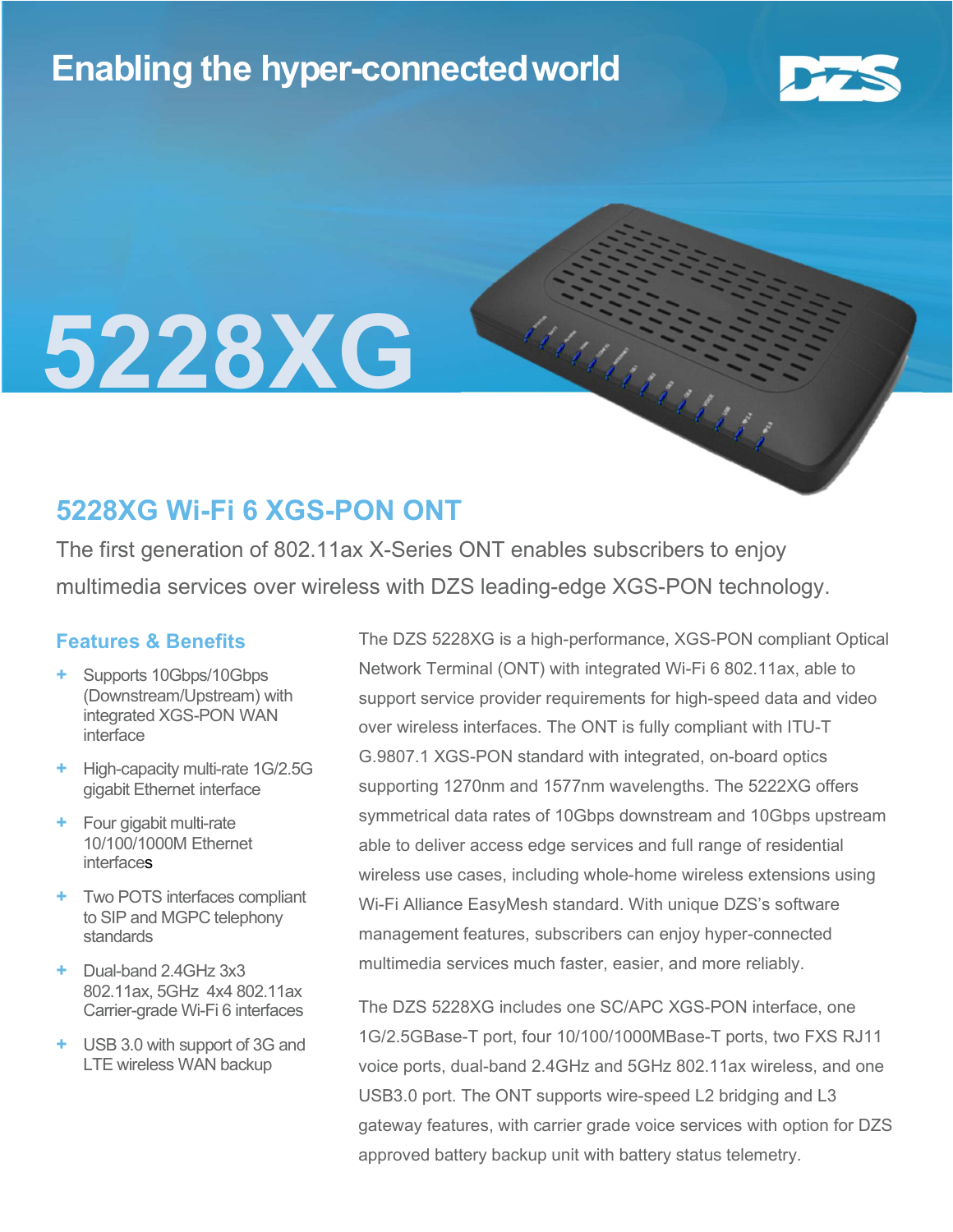Enabling the hyper-connected world

# 5228XG

## 5228XG Wi-Fi 6 XGS-PON ONT

The first generation of 802.11ax X-Series ONT enables subscribers to enjoy multimedia services over wireless with DZS leading-edge XGS-PON technology.

### Features & Benefits

- Supports 10Gbps/10Gbps (Downstream/Upstream) with integrated XGS-PON WAN interface
- High-capacity multi-rate 1G/2.5G gigabit Ethernet interface
- Four gigabit multi-rate 10/100/1000M Ethernet interfaces
- Two POTS interfaces compliant to SIP and MGPC telephony standards
- Dual-band 2.4GHz 3x3 802.11ax, 5GHz 4x4 802.11ax Carrier-grade Wi-Fi 6 interfaces
- USB 3.0 with support of 3G and LTE wireless WAN backup

The DZS 5228XG is a high-performance, XGS-PON compliant Optical Network Terminal (ONT) with integrated Wi-Fi 6 802.11ax, able to support service provider requirements for high-speed data and video over wireless interfaces. The ONT is fully compliant with ITU-T G.9807.1 XGS-PON standard with integrated, on-board optics supporting 1270nm and 1577nm wavelengths. The 5222XG offers symmetrical data rates of 10Gbps downstream and 10Gbps upstream able to deliver access edge services and full range of residential wireless use cases, including whole-home wireless extensions using Wi-Fi Alliance EasyMesh standard. With unique DZS's software management features, subscribers can enjoy hyper-connected multimedia services much faster, easier, and more reliably.

The DZS 5228XG includes one SC/APC XGS-PON interface, one 1G/2.5GBase-T port, four 10/100/1000MBase-T ports, two FXS RJ11 voice ports, dual-band 2.4GHz and 5GHz 802.11ax wireless, and one USB3.0 port. The ONT supports wire-speed L2 bridging and L3 gateway features, with carrier grade voice services with option for DZS approved battery backup unit with battery status telemetry.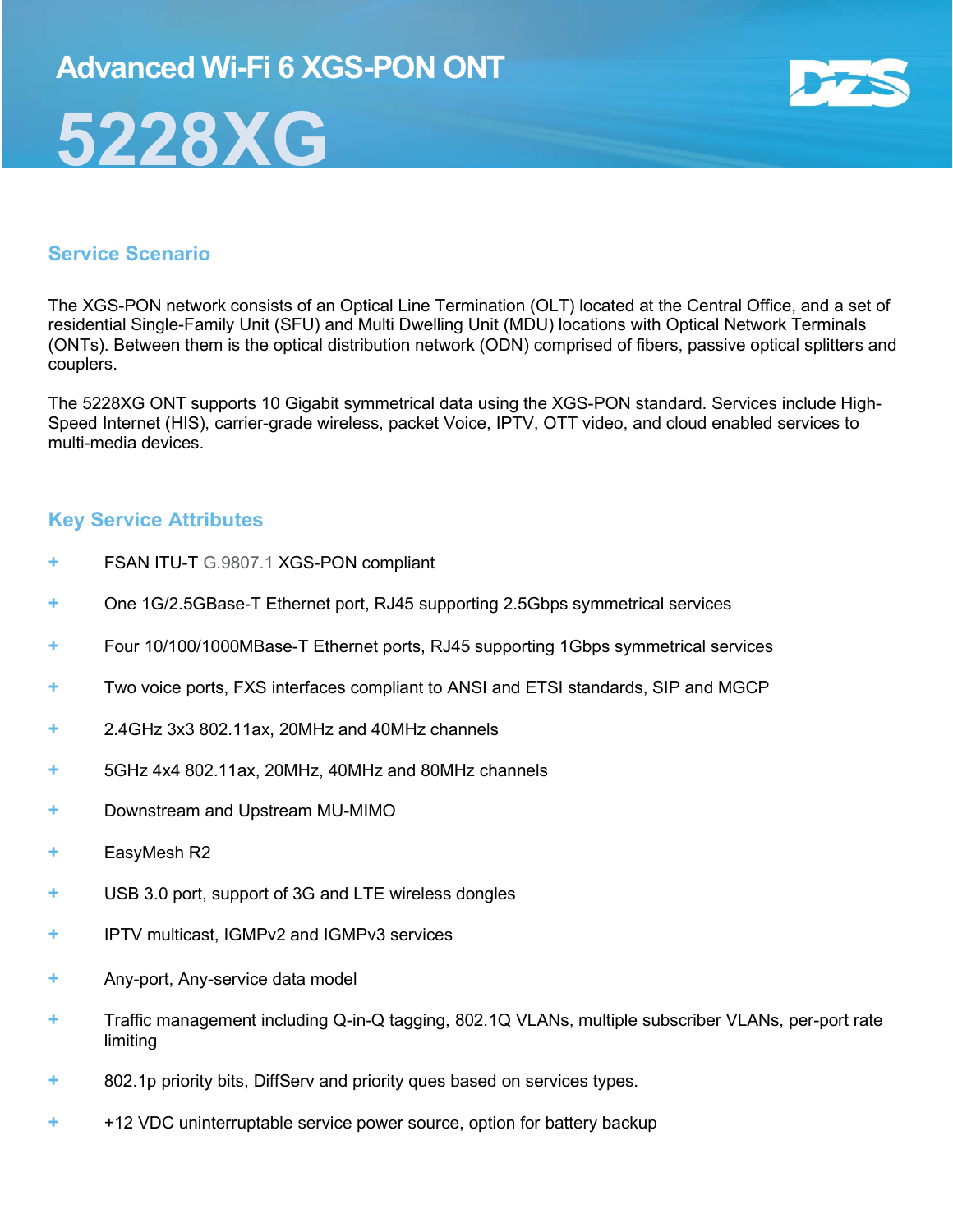# Advanced Wi-Fi 6 XGS-PON ONT

# 5228XG

## Service Scenario

The XGS-PON network consists of an Optical Line Termination (OLT) located at the Central Office, and a set of residential Single-Family Unit (SFU) and Multi Dwelling Unit (MDU) locations with Optical Network Terminals (ONTs). Between them is the optical distribution network (ODN) comprised of fibers, passive optical splitters and couplers.

The 5228XG ONT supports 10 Gigabit symmetrical data using the XGS-PON standard. Services include High-Speed Internet (HIS), carrier-grade wireless, packet Voice, IPTV, OTT video, and cloud enabled services to multi-media devices.

## Key Service Attributes

- FSAN ITU-T G.9807.1 XGS-PON compliant
- One 1G/2.5GBase-T Ethernet port, RJ45 supporting 2.5Gbps symmetrical services
- Four 10/100/1000MBase-T Ethernet ports, RJ45 supporting 1Gbps symmetrical services
- Two voice ports, FXS interfaces compliant to ANSI and ETSI standards, SIP and MGCP
- 2.4GHz 3x3 802.11ax, 20MHz and 40MHz channels
- 5GHz 4x4 802.11ax, 20MHz, 40MHz and 80MHz channels
- Downstream and Upstream MU-MIMO
- EasyMesh R2
- USB 3.0 port, support of 3G and LTE wireless dongles
- IPTV multicast, IGMPv2 and IGMPv3 services
- Any-port, Any-service data model
- Traffic management including Q-in-Q tagging, 802.1Q VLANs, multiple subscriber VLANs, per-port rate limiting
- 802.1p priority bits, DiffServ and priority ques based on services types.
- +12 VDC uninterruptable service power source, option for battery backup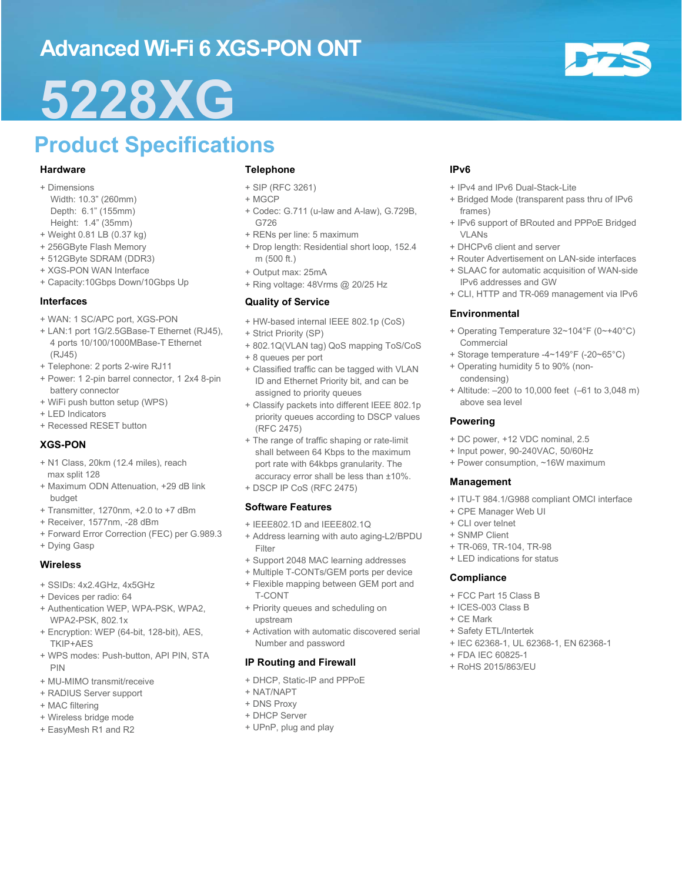# Advanced Wi-Fi 6 XGS-PON ONT

# 5228XG

## Product Specifications

### Hardware

+ Dimensions
  Width: 10.3" (260mm)
  Depth: 6.1" (155mm)
  Height: 1.4" (35mm)
+ Weight 0.81 LB (0.37 kg)
+ 256GByte Flash Memory
+ 512GByte SDRAM (DDR3)
+ XGS-PON WAN Interface
+ Capacity:10Gbps Down/10Gbps Up

### Interfaces

+ WAN: 1 SC/APC port, XGS-PON
+ LAN:1 port 1G/2.5GBase-T Ethernet (RJ45), 4 ports 10/100/1000MBase-T Ethernet (RJ45)
+ Telephone: 2 ports 2-wire RJ11
+ Power: 1 2-pin barrel connector, 1 2x4 8-pin battery connector
+ WiFi push button setup (WPS)
+ LED Indicators
+ Recessed RESET button

### XGS-PON

+ N1 Class, 20km (12.4 miles), reach max split 128
+ Maximum ODN Attenuation, +29 dB link budget
+ Transmitter, 1270nm, +2.0 to +7 dBm
+ Receiver, 1577nm, -28 dBm
+ Forward Error Correction (FEC) per G.989.3
+ Dying Gasp

### Wireless

+ SSIDs: 4x2.4GHz, 4x5GHz
+ Devices per radio: 64
+ Authentication WEP, WPA-PSK, WPA2, WPA2-PSK, 802.1x
+ Encryption: WEP (64-bit, 128-bit), AES, TKIP+AES
+ WPS modes: Push-button, API PIN, STA PIN
+ MU-MIMO transmit/receive
+ RADIUS Server support
+ MAC filtering
+ Wireless bridge mode
+ EasyMesh R1 and R2

### Telephone

+ SIP (RFC 3261)
+ MGCP
+ Codec: G.711 (u-law and A-law), G.729B, G726
+ RENs per line: 5 maximum
+ Drop length: Residential short loop, 152.4 m (500 ft.)
+ Output max: 25mA
+ Ring voltage: 48Vrms @ 20/25 Hz

### Quality of Service

+ HW-based internal IEEE 802.1p (CoS)
+ Strict Priority (SP)
+ 802.1Q(VLAN tag) QoS mapping ToS/CoS
+ 8 queues per port
+ Classified traffic can be tagged with VLAN ID and Ethernet Priority bit, and can be assigned to priority queues
+ Classify packets into different IEEE 802.1p priority queues according to DSCP values (RFC 2475)
+ The range of traffic shaping or rate-limit shall between 64 Kbps to the maximum port rate with 64kbps granularity. The accuracy error shall be less than ±10%.
+ DSCP IP CoS (RFC 2475)

### Software Features

+ IEEE802.1D and IEEE802.1Q
+ Address learning with auto aging-L2/BPDU Filter
+ Support 2048 MAC learning addresses
+ Multiple T-CONTs/GEM ports per device
+ Flexible mapping between GEM port and T-CONT
+ Priority queues and scheduling on upstream
+ Activation with automatic discovered serial Number and password

### IP Routing and Firewall

+ DHCP, Static-IP and PPPoE
+ NAT/NAPT
+ DNS Proxy
+ DHCP Server
+ UPnP, plug and play

### IPv6

+ IPv4 and IPv6 Dual-Stack-Lite
+ Bridged Mode (transparent pass thru of IPv6 frames)
+ IPv6 support of BRouted and PPPoE Bridged VLANs
+ DHCPv6 client and server
+ Router Advertisement on LAN-side interfaces
+ SLAAC for automatic acquisition of WAN-side IPv6 addresses and GW
+ CLI, HTTP and TR-069 management via IPv6

### Environmental

+ Operating Temperature 32~104°F (0~+40°C) Commercial
+ Storage temperature -4~149°F (-20~65°C)
+ Operating humidity 5 to 90% (non-condensing)
+ Altitude: –200 to 10,000 feet (–61 to 3,048 m) above sea level

### Powering

+ DC power, +12 VDC nominal, 2.5
+ Input power, 90-240VAC, 50/60Hz
+ Power consumption, ~16W maximum

### Management

+ ITU-T 984.1/G988 compliant OMCI interface
+ CPE Manager Web UI
+ CLI over telnet
+ SNMP Client
+ TR-069, TR-104, TR-98
+ LED indications for status

### Compliance

+ FCC Part 15 Class B
+ ICES-003 Class B
+ CE Mark
+ Safety ETL/Intertek
+ IEC 62368-1, UL 62368-1, EN 62368-1
+ FDA IEC 60825-1
+ RoHS 2015/863/EU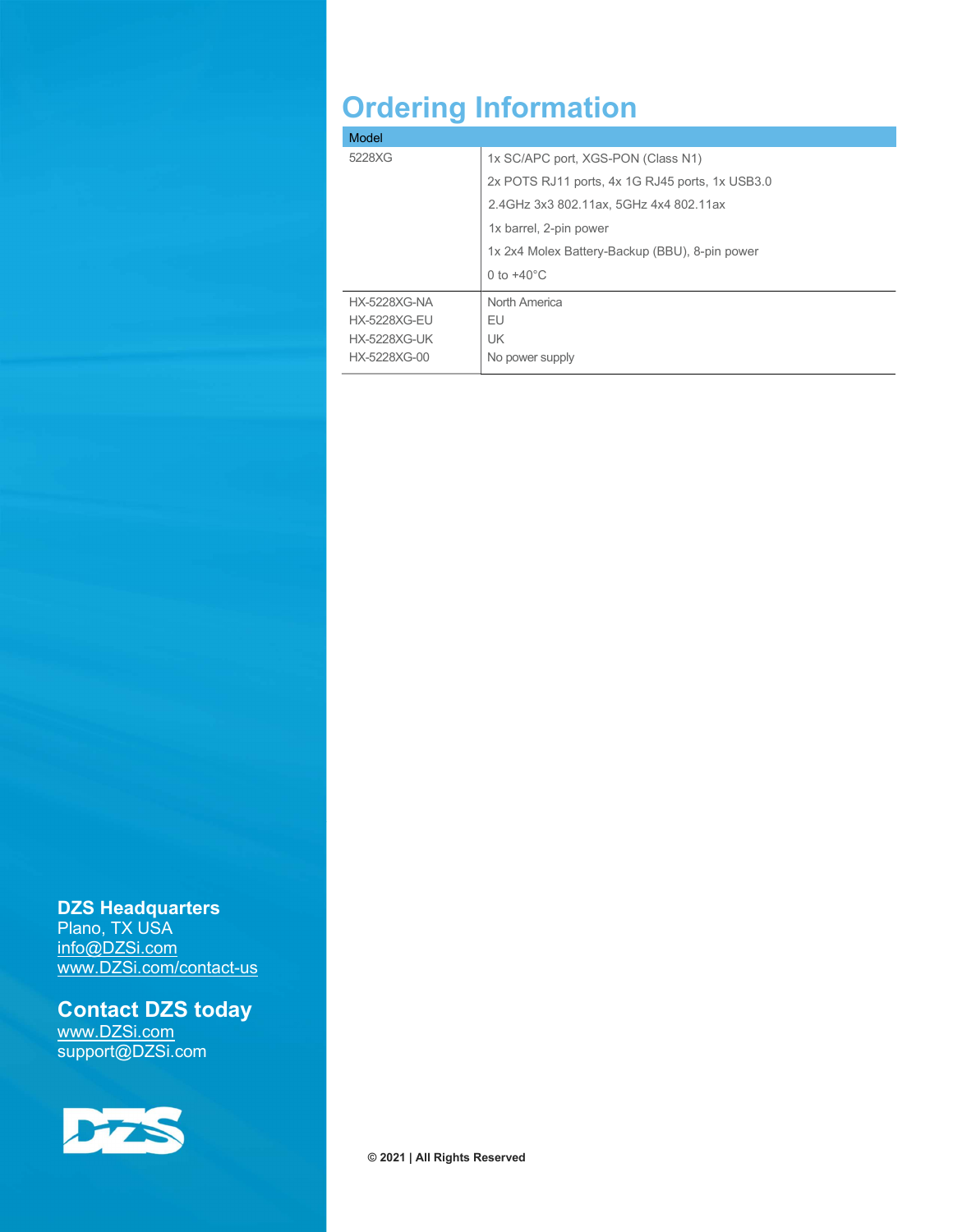## Ordering Information

| Model | |
|---|---|
| 5228XG | 1x SC/APC port, XGS-PON (Class N1)<br>2x POTS RJ11 ports, 4x 1G RJ45 ports, 1x USB3.0<br>2.4GHz 3x3 802.11ax, 5GHz 4x4 802.11ax<br>1x barrel, 2-pin power<br>1x 2x4 Molex Battery-Backup (BBU), 8-pin power<br>0 to +40°C |
| HX-5228XG-NA<br>HX-5228XG-EU<br>HX-5228XG-UK<br>HX-5228XG-00 | North America<br>EU<br>UK<br>No power supply |

**DZS Headquarters**
Plano, TX USA
info@DZSi.com
www.DZSi.com/contact-us

**Contact DZS today**
www.DZSi.com
support@DZSi.com

**© 2021 | All Rights Reserved**